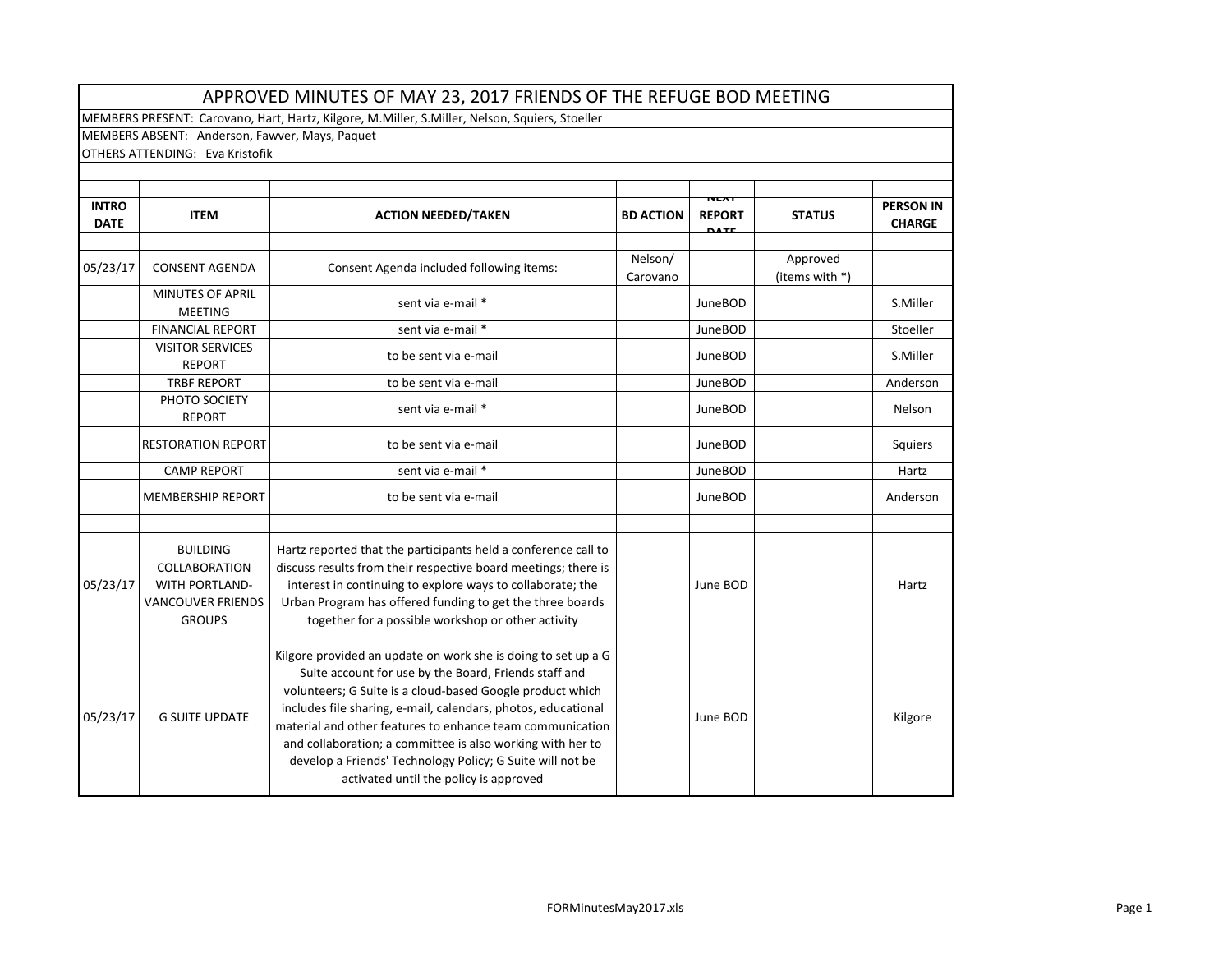# APPROVED MINUTES OF MAY 23, 2017 FRIENDS OF THE REFUGE BOD MEETING

MEMBERS PRESENT: Carovano, Hart, Hartz, Kilgore, M.Miller, S.Miller, Nelson, Squiers, Stoeller

MEMBERS ABSENT: Anderson, Fawver, Mays, Paquet

OTHERS ATTENDING: Eva Kristofik

| INTRO DATE | ITEM | ACTION NEEDED/TAKEN | BD ACTION | NEXT REPORT DATE | STATUS | PERSON IN CHARGE |
|---|---|---|---|---|---|---|
| 05/23/17 | CONSENT AGENDA | Consent Agenda included following items: | Nelson/ Carovano | | Approved (items with *) | |
| | MINUTES OF APRIL MEETING | sent via e-mail * | | JuneBOD | | S.Miller |
| | FINANCIAL REPORT | sent via e-mail * | | JuneBOD | | Stoeller |
| | VISITOR SERVICES REPORT | to be sent via e-mail | | JuneBOD | | S.Miller |
| | TRBF REPORT | to be sent via e-mail | | JuneBOD | | Anderson |
| | PHOTO SOCIETY REPORT | sent via e-mail * | | JuneBOD | | Nelson |
| | RESTORATION REPORT | to be sent via e-mail | | JuneBOD | | Squiers |
| | CAMP REPORT | sent via e-mail * | | JuneBOD | | Hartz |
| | MEMBERSHIP REPORT | to be sent via e-mail | | JuneBOD | | Anderson |
| | | | | | | |
| 05/23/17 | BUILDING COLLABORATION WITH PORTLAND-VANCOUVER FRIENDS GROUPS | Hartz reported that the participants held a conference call to discuss results from their respective board meetings; there is interest in continuing to explore ways to collaborate; the Urban Program has offered funding to get the three boards together for a possible workshop or other activity | | June BOD | | Hartz |
| 05/23/17 | G SUITE UPDATE | Kilgore provided an update on work she is doing to set up a G Suite account for use by the Board, Friends staff and volunteers; G Suite is a cloud-based Google product which includes file sharing, e-mail, calendars, photos, educational material and other features to enhance team communication and collaboration; a committee is also working with her to develop a Friends' Technology Policy; G Suite will not be activated until the policy is approved | | June BOD | | Kilgore |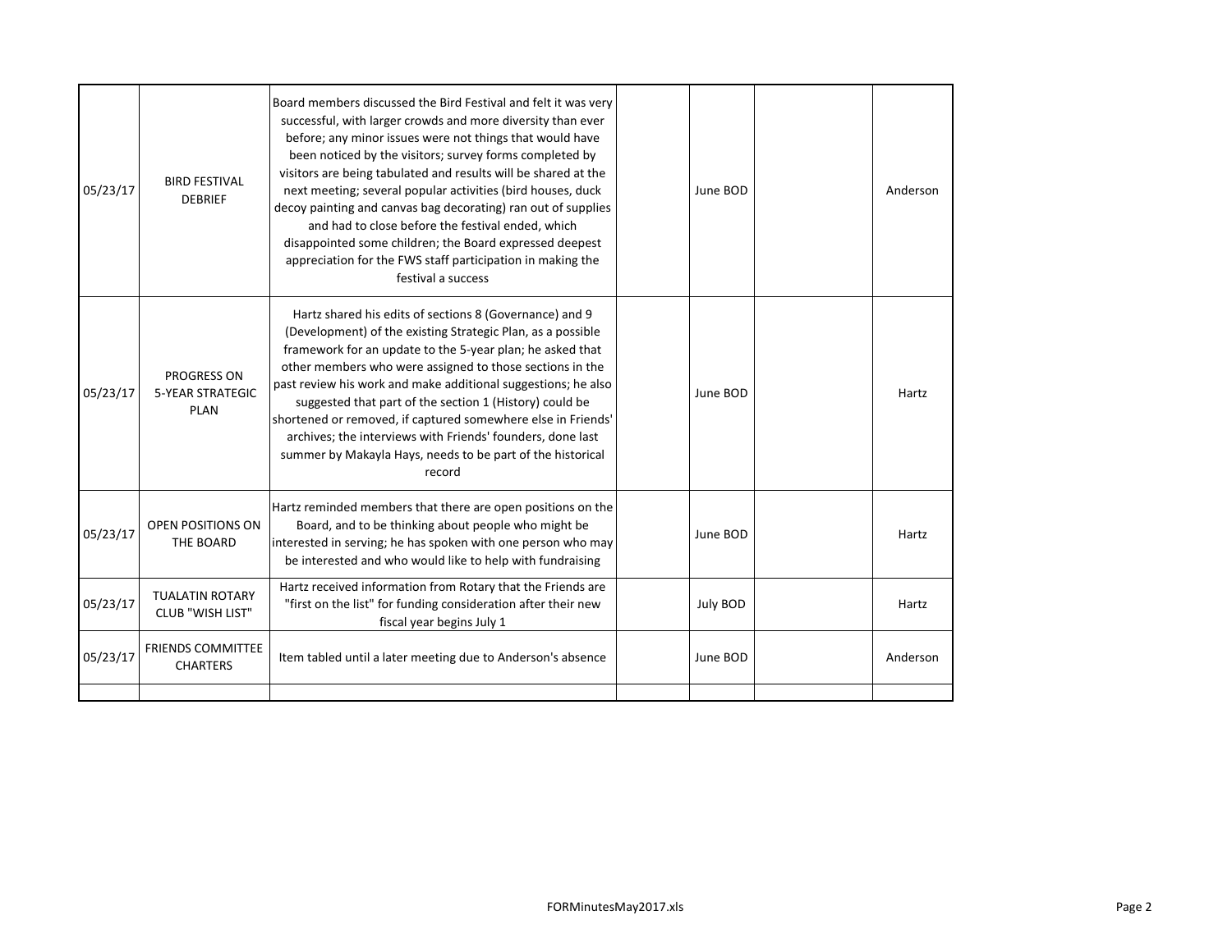| | | | | | | |
|---|---|---|---|---|---|---|
| 05/23/17 | BIRD FESTIVAL DEBRIEF | Board members discussed the Bird Festival and felt it was very successful, with larger crowds and more diversity than ever before; any minor issues were not things that would have been noticed by the visitors; survey forms completed by visitors are being tabulated and results will be shared at the next meeting; several popular activities (bird houses, duck decoy painting and canvas bag decorating) ran out of supplies and had to close before the festival ended, which disappointed some children; the Board expressed deepest appreciation for the FWS staff participation in making the festival a success | | June BOD | | Anderson |
| 05/23/17 | PROGRESS ON 5-YEAR STRATEGIC PLAN | Hartz shared his edits of sections 8 (Governance) and 9 (Development) of the existing Strategic Plan, as a possible framework for an update to the 5-year plan; he asked that other members who were assigned to those sections in the past review his work and make additional suggestions; he also suggested that part of the section 1 (History) could be shortened or removed, if captured somewhere else in Friends' archives; the interviews with Friends' founders, done last summer by Makayla Hays, needs to be part of the historical record | | June BOD | | Hartz |
| 05/23/17 | OPEN POSITIONS ON THE BOARD | Hartz reminded members that there are open positions on the Board, and to be thinking about people who might be interested in serving; he has spoken with one person who may be interested and who would like to help with fundraising | | June BOD | | Hartz |
| 05/23/17 | TUALATIN ROTARY CLUB "WISH LIST" | Hartz received information from Rotary that the Friends are "first on the list" for funding consideration after their new fiscal year begins July 1 | | July BOD | | Hartz |
| 05/23/17 | FRIENDS COMMITTEE CHARTERS | Item tabled until a later meeting due to Anderson's absence | | June BOD | | Anderson |
| | | | | | | |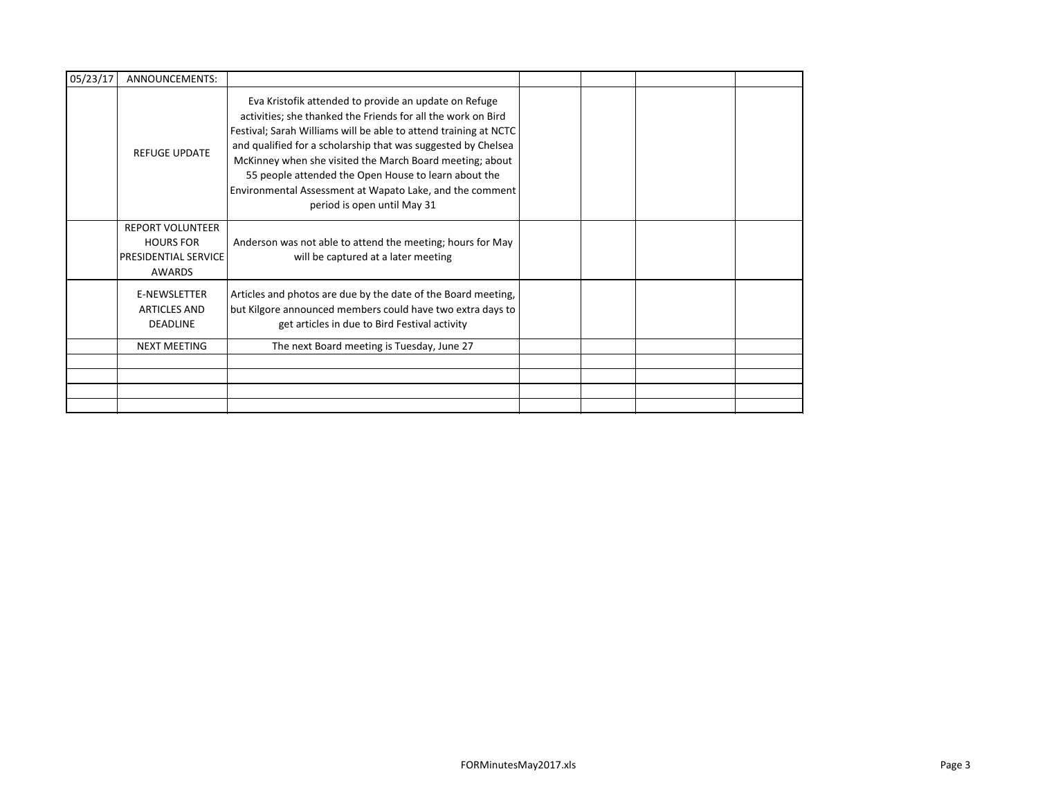| | | | | | | |
|---|---|---|---|---|---|---|
| 05/23/17 | ANNOUNCEMENTS: | | | | | |
| | REFUGE UPDATE | Eva Kristofik attended to provide an update on Refuge activities; she thanked the Friends for all the work on Bird Festival; Sarah Williams will be able to attend training at NCTC and qualified for a scholarship that was suggested by Chelsea McKinney when she visited the March Board meeting; about 55 people attended the Open House to learn about the Environmental Assessment at Wapato Lake, and the comment period is open until May 31 | | | | |
| | REPORT VOLUNTEER HOURS FOR PRESIDENTIAL SERVICE AWARDS | Anderson was not able to attend the meeting; hours for May will be captured at a later meeting | | | | |
| | E-NEWSLETTER ARTICLES AND DEADLINE | Articles and photos are due by the date of the Board meeting, but Kilgore announced members could have two extra days to get articles in due to Bird Festival activity | | | | |
| | NEXT MEETING | The next Board meeting is Tuesday, June 27 | | | | |
| | | | | | | |
| | | | | | | |
| | | | | | | |
| | | | | | | |